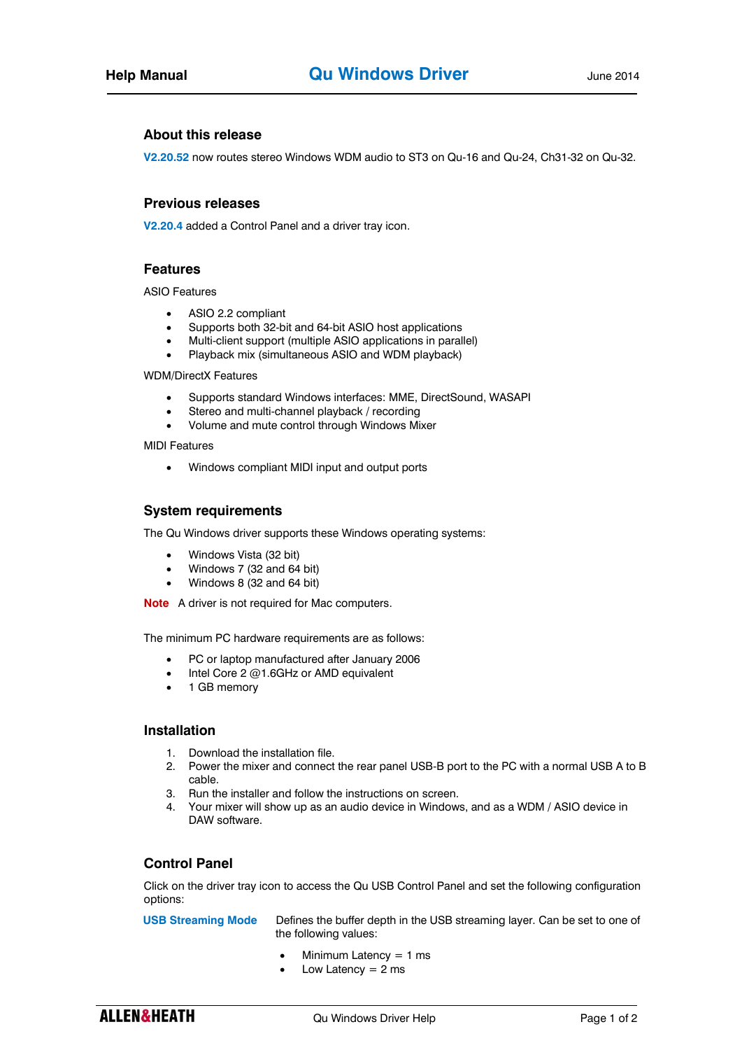# Qu Windows Driver

Help Manual — June 2014

## About this release

**V2.20.52** now routes stereo Windows WDM audio to ST3 on Qu-16 and Qu-24, Ch31-32 on Qu-32.

## Previous releases

**V2.20.4** added a Control Panel and a driver tray icon.

## Features

ASIO Features

- ASIO 2.2 compliant
- Supports both 32-bit and 64-bit ASIO host applications
- Multi-client support (multiple ASIO applications in parallel)
- Playback mix (simultaneous ASIO and WDM playback)

WDM/DirectX Features

- Supports standard Windows interfaces: MME, DirectSound, WASAPI
- Stereo and multi-channel playback / recording
- Volume and mute control through Windows Mixer

MIDI Features

- Windows compliant MIDI input and output ports

## System requirements

The Qu Windows driver supports these Windows operating systems:

- Windows Vista (32 bit)
- Windows 7 (32 and 64 bit)
- Windows 8 (32 and 64 bit)

**Note** A driver is not required for Mac computers.

The minimum PC hardware requirements are as follows:

- PC or laptop manufactured after January 2006
- Intel Core 2 @1.6GHz or AMD equivalent
- 1 GB memory

## Installation

1. Download the installation file.
2. Power the mixer and connect the rear panel USB-B port to the PC with a normal USB A to B cable.
3. Run the installer and follow the instructions on screen.
4. Your mixer will show up as an audio device in Windows, and as a WDM / ASIO device in DAW software.

## Control Panel

Click on the driver tray icon to access the Qu USB Control Panel and set the following configuration options:

**USB Streaming Mode** Defines the buffer depth in the USB streaming layer. Can be set to one of the following values:

- Minimum Latency = 1 ms
- Low Latency = 2 ms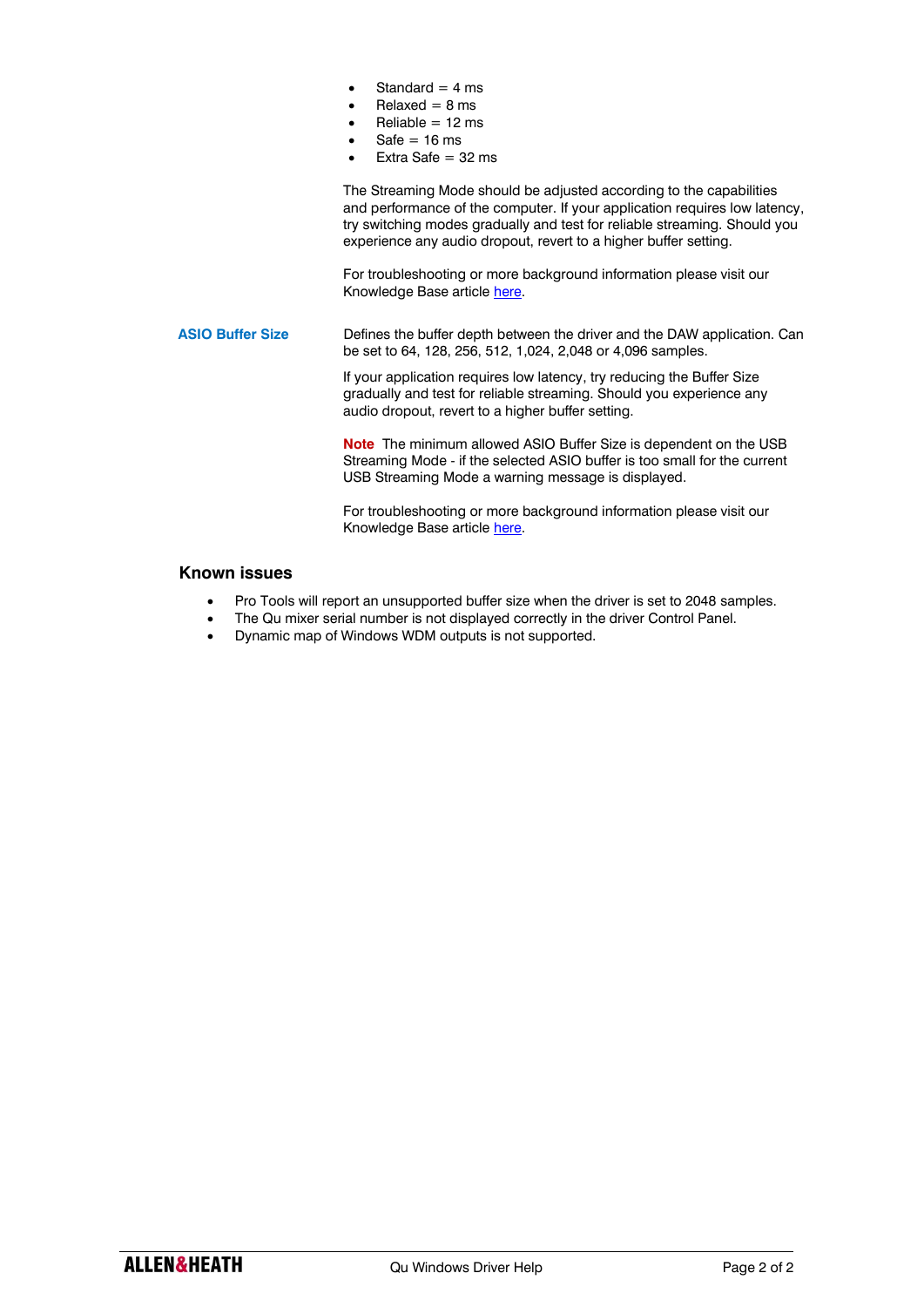- Standard = 4 ms
- Relaxed = 8 ms
- Reliable = 12 ms
- Safe = 16 ms
- Extra Safe = 32 ms

The Streaming Mode should be adjusted according to the capabilities and performance of the computer. If your application requires low latency, try switching modes gradually and test for reliable streaming. Should you experience any audio dropout, revert to a higher buffer setting.

For troubleshooting or more background information please visit our Knowledge Base article here.

**ASIO Buffer Size**

Defines the buffer depth between the driver and the DAW application. Can be set to 64, 128, 256, 512, 1,024, 2,048 or 4,096 samples.

If your application requires low latency, try reducing the Buffer Size gradually and test for reliable streaming. Should you experience any audio dropout, revert to a higher buffer setting.

**Note** The minimum allowed ASIO Buffer Size is dependent on the USB Streaming Mode - if the selected ASIO buffer is too small for the current USB Streaming Mode a warning message is displayed.

For troubleshooting or more background information please visit our Knowledge Base article here.

## Known issues

- Pro Tools will report an unsupported buffer size when the driver is set to 2048 samples.
- The Qu mixer serial number is not displayed correctly in the driver Control Panel.
- Dynamic map of Windows WDM outputs is not supported.